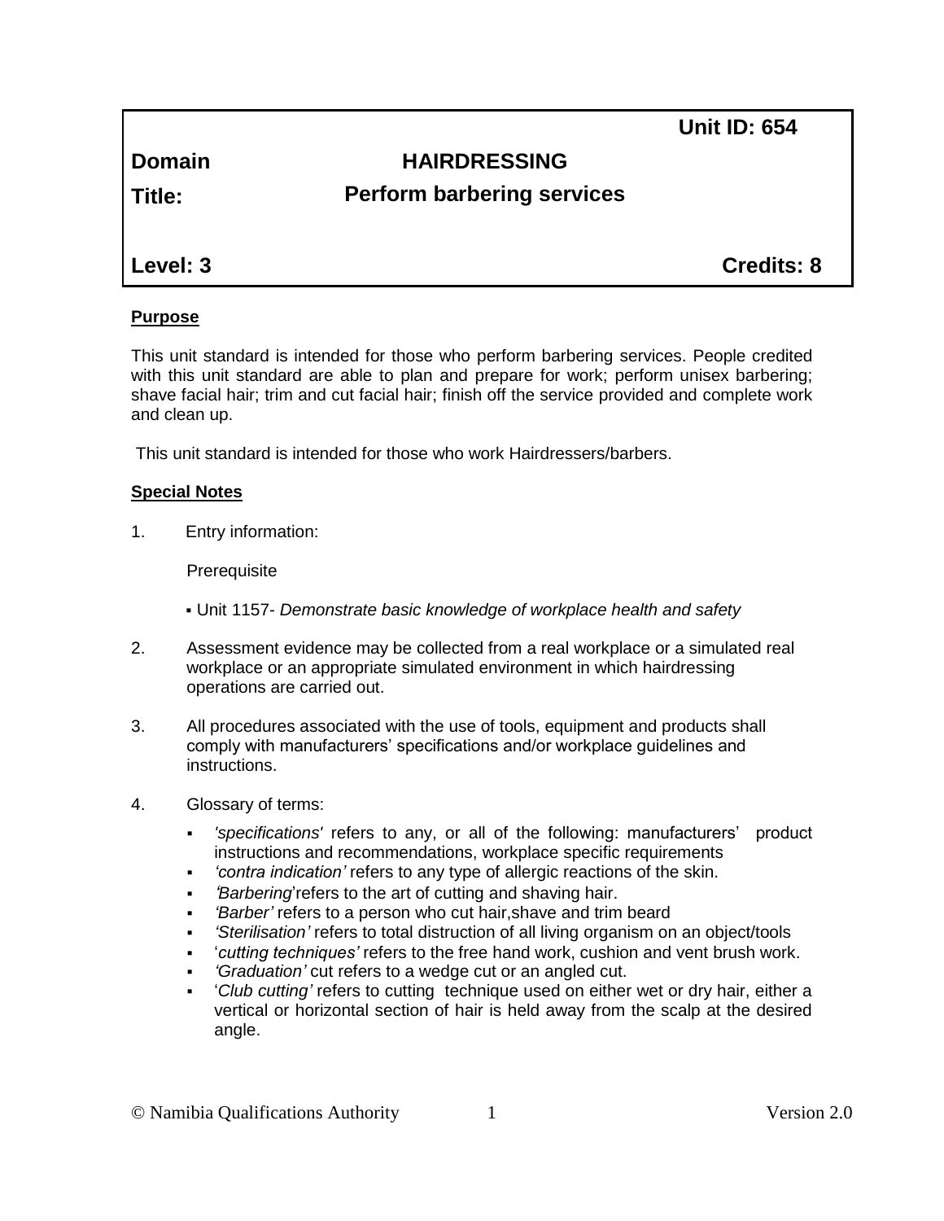| | | |
|---|---|---|
| | | **Unit ID: 654** |
| **Domain** | **HAIRDRESSING** | |
| **Title:** | **Perform barbering services** | |
| **Level: 3** | | **Credits: 8** |

**Purpose**

This unit standard is intended for those who perform barbering services. People credited with this unit standard are able to plan and prepare for work; perform unisex barbering; shave facial hair; trim and cut facial hair; finish off the service provided and complete work and clean up.

This unit standard is intended for those who work Hairdressers/barbers.

**Special Notes**

1. Entry information:

   Prerequisite

   - Unit 1157- *Demonstrate basic knowledge of workplace health and safety*

2. Assessment evidence may be collected from a real workplace or a simulated real workplace or an appropriate simulated environment in which hairdressing operations are carried out.

3. All procedures associated with the use of tools, equipment and products shall comply with manufacturers' specifications and/or workplace guidelines and instructions.

4. Glossary of terms:

   - *'specifications'* refers to any, or all of the following: manufacturers' product instructions and recommendations, workplace specific requirements
   - *'contra indication'* refers to any type of allergic reactions of the skin.
   - *'Barbering'*refers to the art of cutting and shaving hair.
   - *'Barber'* refers to a person who cut hair,shave and trim beard
   - *'Sterilisation'* refers to total distruction of all living organism on an object/tools
   - '*cutting techniques'* refers to the free hand work, cushion and vent brush work.
   - *'Graduation'* cut refers to a wedge cut or an angled cut.
   - '*Club cutting'* refers to cutting technique used on either wet or dry hair, either a vertical or horizontal section of hair is held away from the scalp at the desired angle.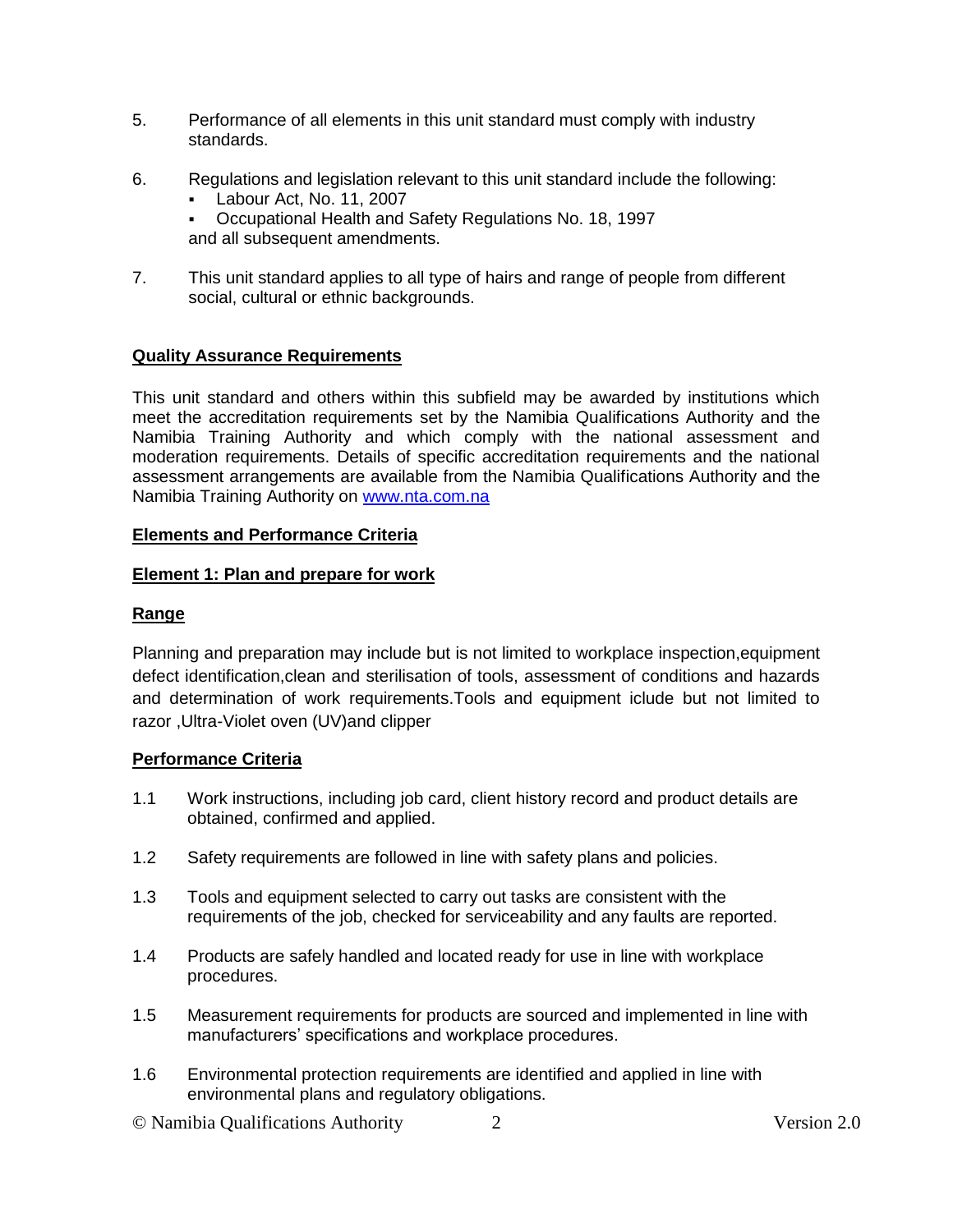5. Performance of all elements in this unit standard must comply with industry standards.

6. Regulations and legislation relevant to this unit standard include the following:
   - Labour Act, No. 11, 2007
   - Occupational Health and Safety Regulations No. 18, 1997

   and all subsequent amendments.

7. This unit standard applies to all type of hairs and range of people from different social, cultural or ethnic backgrounds.

**Quality Assurance Requirements**

This unit standard and others within this subfield may be awarded by institutions which meet the accreditation requirements set by the Namibia Qualifications Authority and the Namibia Training Authority and which comply with the national assessment and moderation requirements. Details of specific accreditation requirements and the national assessment arrangements are available from the Namibia Qualifications Authority and the Namibia Training Authority on www.nta.com.na

**Elements and Performance Criteria**

**Element 1: Plan and prepare for work**

**Range**

Planning and preparation may include but is not limited to workplace inspection,equipment defect identification,clean and sterilisation of tools, assessment of conditions and hazards and determination of work requirements.Tools and equipment iclude but not limited to razor ,Ultra-Violet oven (UV)and clipper

**Performance Criteria**

1.1 Work instructions, including job card, client history record and product details are obtained, confirmed and applied.

1.2 Safety requirements are followed in line with safety plans and policies.

1.3 Tools and equipment selected to carry out tasks are consistent with the requirements of the job, checked for serviceability and any faults are reported.

1.4 Products are safely handled and located ready for use in line with workplace procedures.

1.5 Measurement requirements for products are sourced and implemented in line with manufacturers' specifications and workplace procedures.

1.6 Environmental protection requirements are identified and applied in line with environmental plans and regulatory obligations.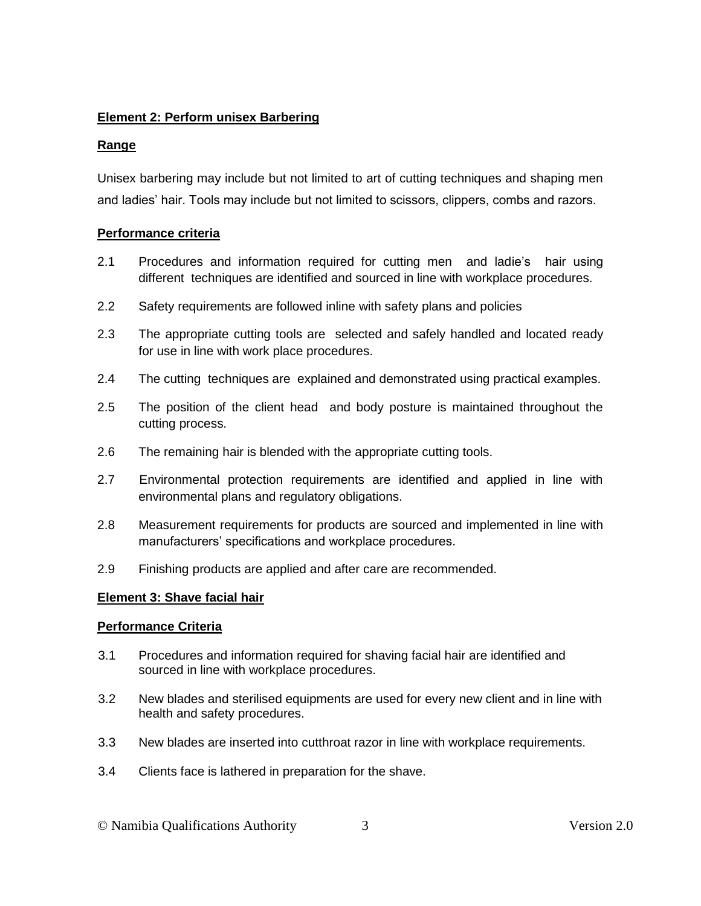**Element 2: Perform unisex Barbering**

**Range**

Unisex barbering may include but not limited to art of cutting techniques and shaping men and ladies' hair. Tools may include but not limited to scissors, clippers, combs and razors.

**Performance criteria**

2.1 Procedures and information required for cutting men and ladie's hair using different techniques are identified and sourced in line with workplace procedures.

2.2 Safety requirements are followed inline with safety plans and policies

2.3 The appropriate cutting tools are selected and safely handled and located ready for use in line with work place procedures.

2.4 The cutting techniques are explained and demonstrated using practical examples.

2.5 The position of the client head and body posture is maintained throughout the cutting process.

2.6 The remaining hair is blended with the appropriate cutting tools.

2.7 Environmental protection requirements are identified and applied in line with environmental plans and regulatory obligations.

2.8 Measurement requirements for products are sourced and implemented in line with manufacturers' specifications and workplace procedures.

2.9 Finishing products are applied and after care are recommended.

**Element 3: Shave facial hair**

**Performance Criteria**

3.1 Procedures and information required for shaving facial hair are identified and sourced in line with workplace procedures.

3.2 New blades and sterilised equipments are used for every new client and in line with health and safety procedures.

3.3 New blades are inserted into cutthroat razor in line with workplace requirements.

3.4 Clients face is lathered in preparation for the shave.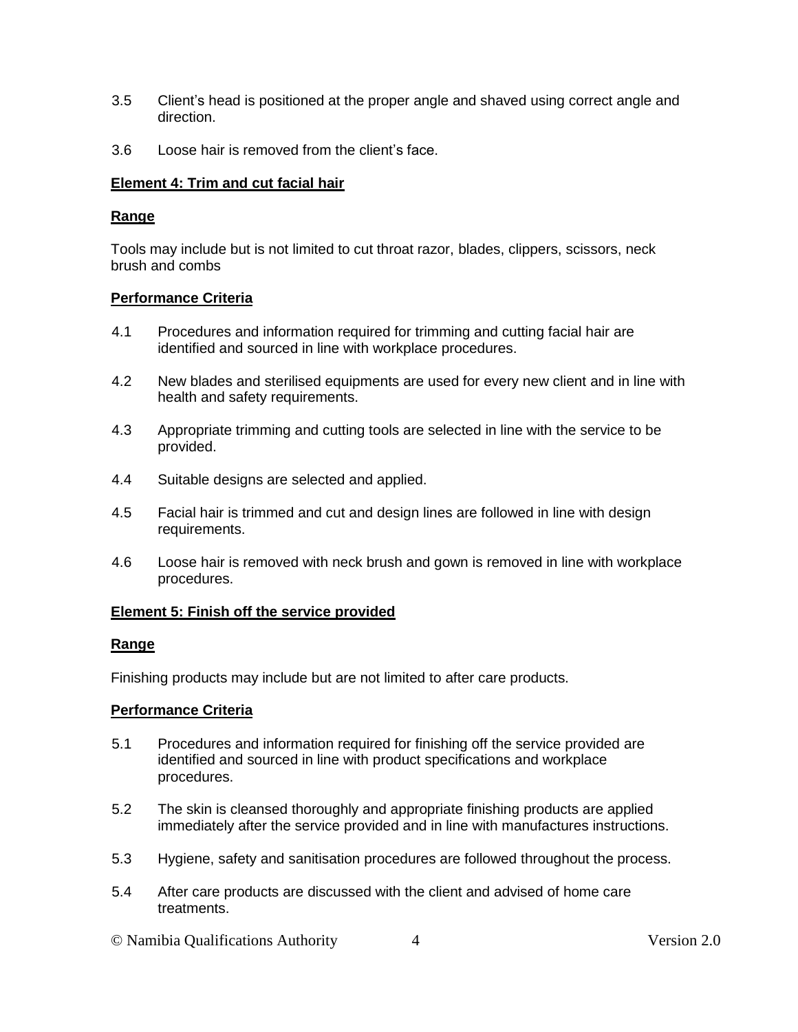3.5 Client's head is positioned at the proper angle and shaved using correct angle and direction.

3.6 Loose hair is removed from the client's face.

**Element 4: Trim and cut facial hair**

**Range**

Tools may include but is not limited to cut throat razor, blades, clippers, scissors, neck brush and combs

**Performance Criteria**

4.1 Procedures and information required for trimming and cutting facial hair are identified and sourced in line with workplace procedures.

4.2 New blades and sterilised equipments are used for every new client and in line with health and safety requirements.

4.3 Appropriate trimming and cutting tools are selected in line with the service to be provided.

4.4 Suitable designs are selected and applied.

4.5 Facial hair is trimmed and cut and design lines are followed in line with design requirements.

4.6 Loose hair is removed with neck brush and gown is removed in line with workplace procedures.

**Element 5: Finish off the service provided**

**Range**

Finishing products may include but are not limited to after care products.

**Performance Criteria**

5.1 Procedures and information required for finishing off the service provided are identified and sourced in line with product specifications and workplace procedures.

5.2 The skin is cleansed thoroughly and appropriate finishing products are applied immediately after the service provided and in line with manufactures instructions.

5.3 Hygiene, safety and sanitisation procedures are followed throughout the process.

5.4 After care products are discussed with the client and advised of home care treatments.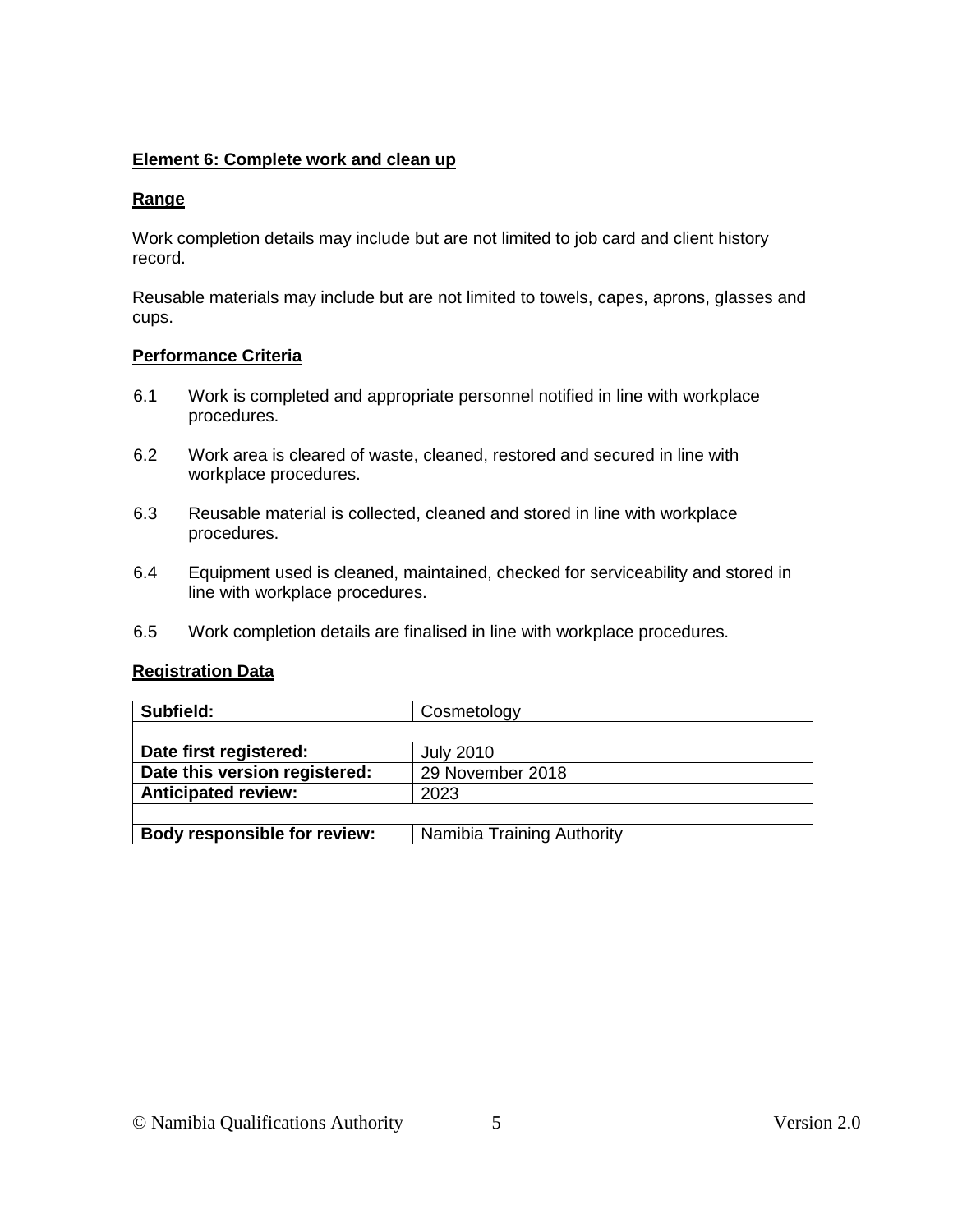**Element 6: Complete work and clean up**

**Range**

Work completion details may include but are not limited to job card and client history record.

Reusable materials may include but are not limited to towels, capes, aprons, glasses and cups.

**Performance Criteria**

6.1 Work is completed and appropriate personnel notified in line with workplace procedures.

6.2 Work area is cleared of waste, cleaned, restored and secured in line with workplace procedures.

6.3 Reusable material is collected, cleaned and stored in line with workplace procedures.

6.4 Equipment used is cleaned, maintained, checked for serviceability and stored in line with workplace procedures.

6.5 Work completion details are finalised in line with workplace procedures.

**Registration Data**

| | |
|---|---|
| **Subfield:** | Cosmetology |
| | |
| **Date first registered:** | July 2010 |
| **Date this version registered:** | 29 November 2018 |
| **Anticipated review:** | 2023 |
| | |
| **Body responsible for review:** | Namibia Training Authority |